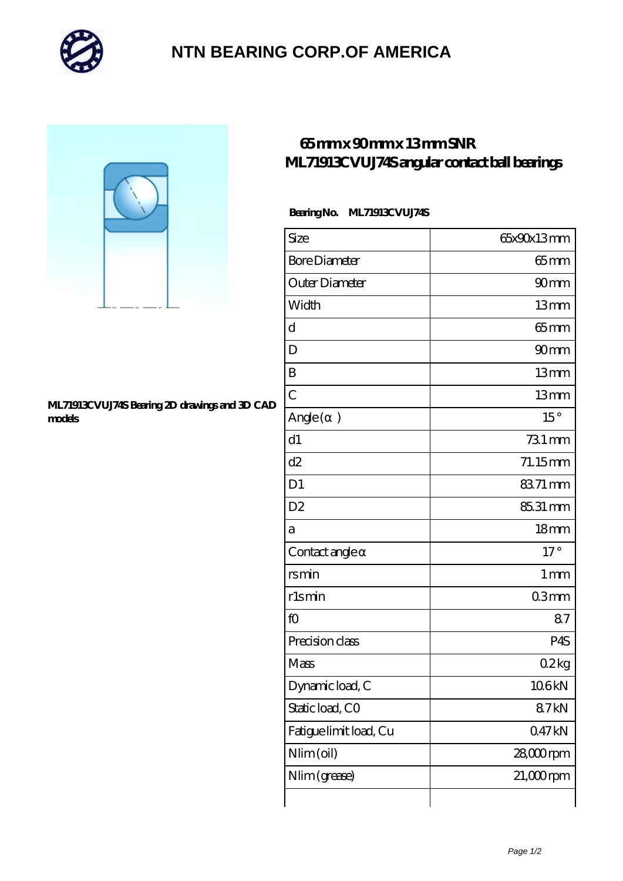# NTN BEARING CORP.OF AMERICA

## 65 mm x 90 mm x 13 mm SNR ML71913CVUJ74S angular contact ball bearings

ML71913CVUJ74S Bearing 2D drawings and 3D CAD models

**Bearing No. ML71913CVUJ74S**

| | |
|---|---|
| Size | 65x90x13 mm |
| Bore Diameter | 65 mm |
| Outer Diameter | 90 mm |
| Width | 13 mm |
| d | 65 mm |
| D | 90 mm |
| B | 13 mm |
| C | 13 mm |
| Angle (α) | 15 ° |
| d1 | 73.1 mm |
| d2 | 71.15 mm |
| D1 | 83.71 mm |
| D2 | 85.31 mm |
| a | 18 mm |
| Contact angle α | 17 ° |
| rs min | 1 mm |
| r1s min | 0.3 mm |
| f0 | 8.7 |
| Precision class | P4S |
| Mass | 0.2 kg |
| Dynamic load, C | 10.6 kN |
| Static load, C0 | 8.7 kN |
| Fatigue limit load, Cu | 0.47 kN |
| Nlim (oil) | 28,000 rpm |
| Nlim (grease) | 21,000 rpm |
| | |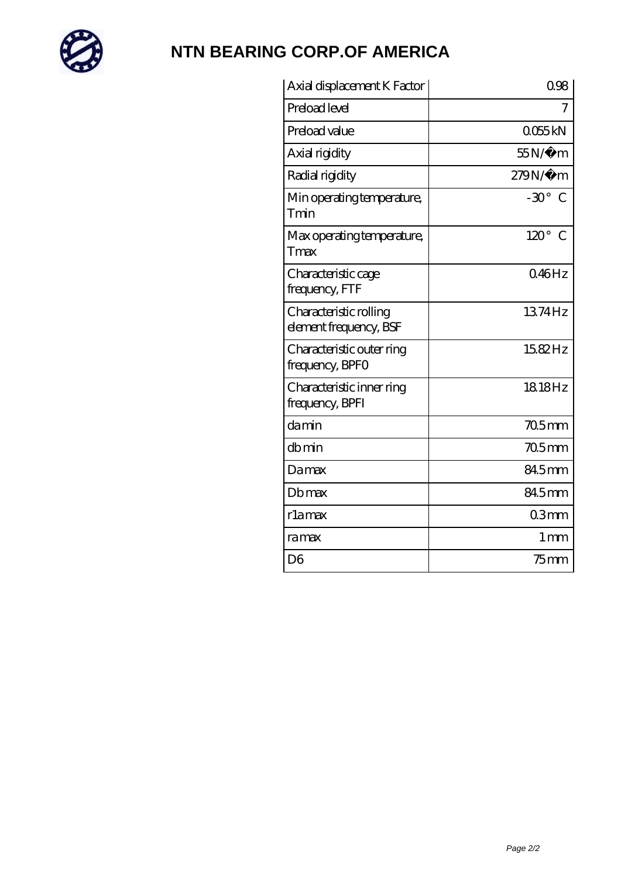## NTN BEARING CORP.OF AMERICA

| | |
|---|---|
| Axial displacement K Factor | 0.98 |
| Preload level | 7 |
| Preload value | 0.055 kN |
| Axial rigidity | 55 N/�m |
| Radial rigidity | 279 N/�m |
| Min operating temperature, Tmin | -30° C |
| Max operating temperature, Tmax | 120° C |
| Characteristic cage frequency, FTF | 0.46 Hz |
| Characteristic rolling element frequency, BSF | 13.74 Hz |
| Characteristic outer ring frequency, BPFO | 15.82 Hz |
| Characteristic inner ring frequency, BPFI | 18.18 Hz |
| da min | 70.5 mm |
| db min | 70.5 mm |
| Da max | 84.5 mm |
| Db max | 84.5 mm |
| r1a max | 0.3 mm |
| ra max | 1 mm |
| D6 | 75 mm |